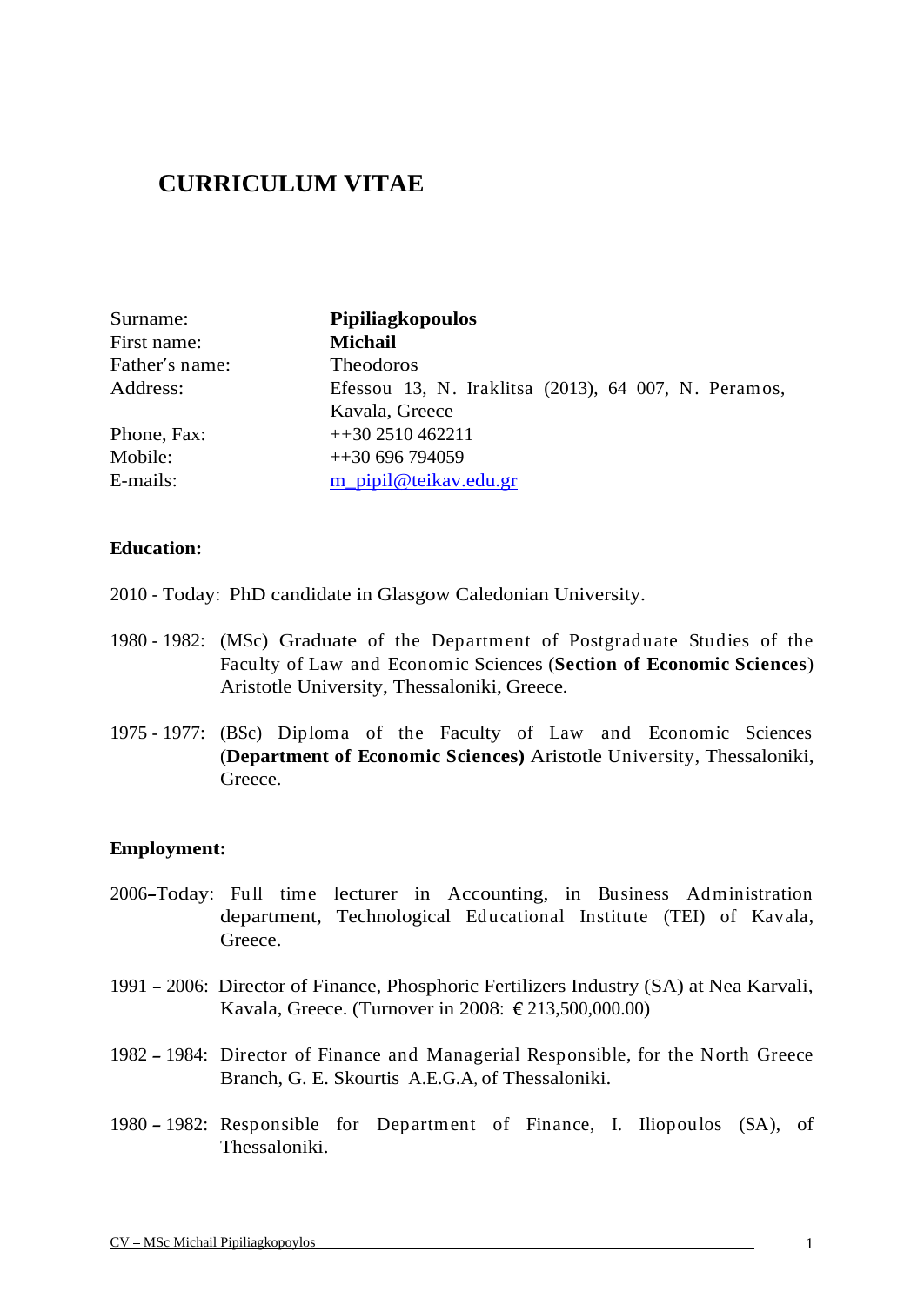# CURRICULUM VITAE

| | |
|---|---|
| Surname: | **Pipiliagkopoulos** |
| First name: | **Michail** |
| Father's name: | Theodoros |
| Address: | Efessou 13, N. Iraklitsa (2013), 64 007, N. Peramos, Kavala, Greece |
| Phone, Fax: | ++30 2510 462211 |
| Mobile: | ++30 696 794059 |
| E-mails: | m_pipil@teikav.edu.gr |

**Education:**

2010 - Today: PhD candidate in Glasgow Caledonian University.

1980 - 1982: (MSc) Graduate of the Department of Postgraduate Studies of the Faculty of Law and Economic Sciences (**Section of Economic Sciences**) Aristotle University, Thessaloniki, Greece.

1975 - 1977: (BSc) Diploma of the Faculty of Law and Economic Sciences (**Department of Economic Sciences)** Aristotle University, Thessaloniki, Greece.

**Employment:**

2006–Today: Full time lecturer in Accounting, in Business Administration department, Technological Educational Institute (TEI) of Kavala, Greece.

1991 – 2006: Director of Finance, Phosphoric Fertilizers Industry (SA) at Nea Karvali, Kavala, Greece. (Turnover in 2008: € 213,500,000.00)

1982 – 1984: Director of Finance and Managerial Responsible, for the North Greece Branch, G. E. Skourtis A.E.G.A, of Thessaloniki.

1980 – 1982: Responsible for Department of Finance, I. Iliopoulos (SA), of Thessaloniki.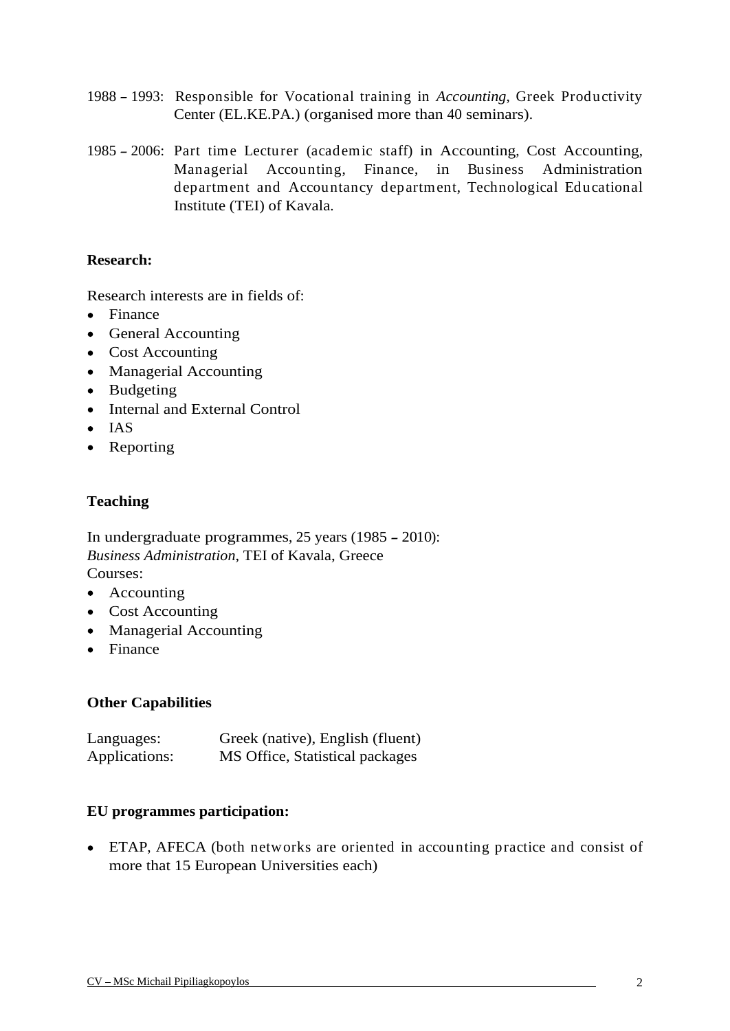1988 – 1993: Responsible for Vocational training in *Accounting*, Greek Productivity Center (EL.KE.PA.) (organised more than 40 seminars).

1985 – 2006: Part time Lecturer (academic staff) in Accounting, Cost Accounting, Managerial Accounting, Finance, in Business Administration department and Accountancy department, Technological Educational Institute (TEI) of Kavala.

**Research:**

Research interests are in fields of:

- Finance
- General Accounting
- Cost Accounting
- Managerial Accounting
- Budgeting
- Internal and External Control
- IAS
- Reporting

**Teaching**

In undergraduate programmes, 25 years (1985 – 2010):
*Business Administration*, TEI of Kavala, Greece
Courses:

- Accounting
- Cost Accounting
- Managerial Accounting
- Finance

**Other Capabilities**

| | |
|---|---|
| Languages: | Greek (native), English (fluent) |
| Applications: | MS Office, Statistical packages |

**EU programmes participation:**

- ETAP, AFECA (both networks are oriented in accounting practice and consist of more that 15 European Universities each)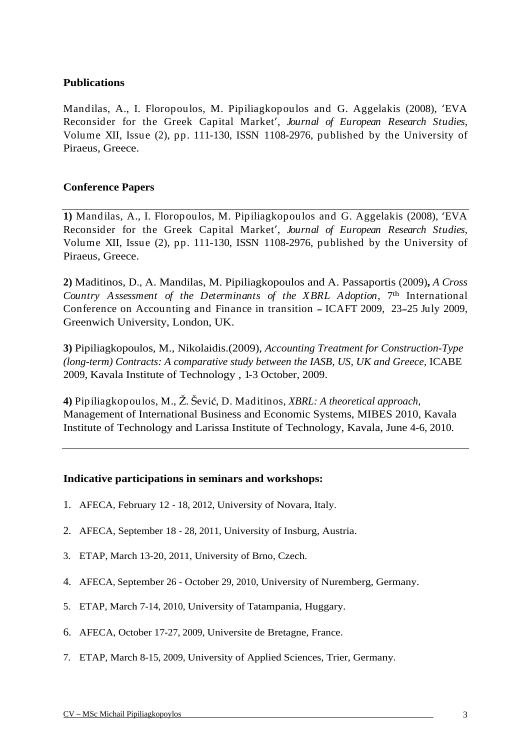**Publications**

Mandilas, A., I. Floropoulos, M. Pipiliagkopoulos and G. Aggelakis (2008), 'EVA Reconsider for the Greek Capital Market', *Journal of European Research Studies*, Volume XII, Issue (2), pp. 111-130, ISSN 1108-2976, published by the University of Piraeus, Greece.

**Conference Papers**

**1)** Mandilas, A., I. Floropoulos, M. Pipiliagkopoulos and G. Aggelakis (2008), 'EVA Reconsider for the Greek Capital Market', *Journal of European Research Studies*, Volume XII, Issue (2), pp. 111-130, ISSN 1108-2976, published by the University of Piraeus, Greece.

**2)** Maditinos, D., A. Mandilas, M. Pipiliagkopoulos and A. Passaportis (2009)**,** *A Cross Country Assessment of the Determinants of the XBRL Adoption*, 7th International Conference on Accounting and Finance in transition – ICAFT 2009, 23–25 July 2009, Greenwich University, London, UK.

**3)** Pipiliagkopoulos, M., Nikolaidis.(2009), *Accounting Treatment for Construction-Type (long-term) Contracts: A comparative study between the IASB, US, UK and Greece*, ICABE 2009, Kavala Institute of Technology , 1-3 October, 2009.

**4)** Pipiliagkopoulos, M., Ž. Šević, D. Maditinos, *XBRL: A theoretical approach*, Management of International Business and Economic Systems, MIBES 2010, Kavala Institute of Technology and Larissa Institute of Technology, Kavala, June 4-6, 2010.

**Indicative participations in seminars and workshops:**

1. AFECA, February 12 - 18, 2012, University of Novara, Italy.
2. AFECA, September 18 - 28, 2011, University of Insburg, Austria.
3. ETAP, March 13-20, 2011, University of Brno, Czech.
4. AFECA, September 26 - October 29, 2010, University of Nuremberg, Germany.
5. ETAP, March 7-14, 2010, University of Tatampania, Huggary.
6. AFECA, October 17-27, 2009, Universite de Bretagne, France.
7. ETAP, March 8-15, 2009, University of Applied Sciences, Trier, Germany.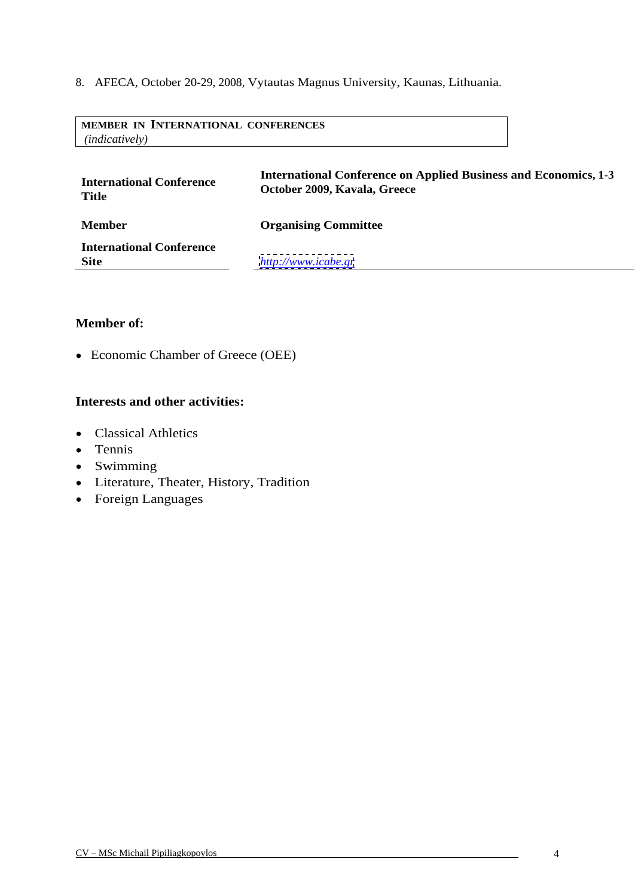8. AFECA, October 20-29, 2008, Vytautas Magnus University, Kaunas, Lithuania.

**MEMBER IN INTERNATIONAL CONFERENCES**
*(indicatively)*

| | |
|---|---|
| **International Conference Title** | **International Conference on Applied Business and Economics, 1-3 October 2009, Kavala, Greece** |
| **Member** | **Organising Committee** |
| **International Conference Site** | *http://www.icabe.gr* |

**Member of:**

- Economic Chamber of Greece (OEE)

**Interests and other activities:**

- Classical Athletics
- Tennis
- Swimming
- Literature, Theater, History, Tradition
- Foreign Languages